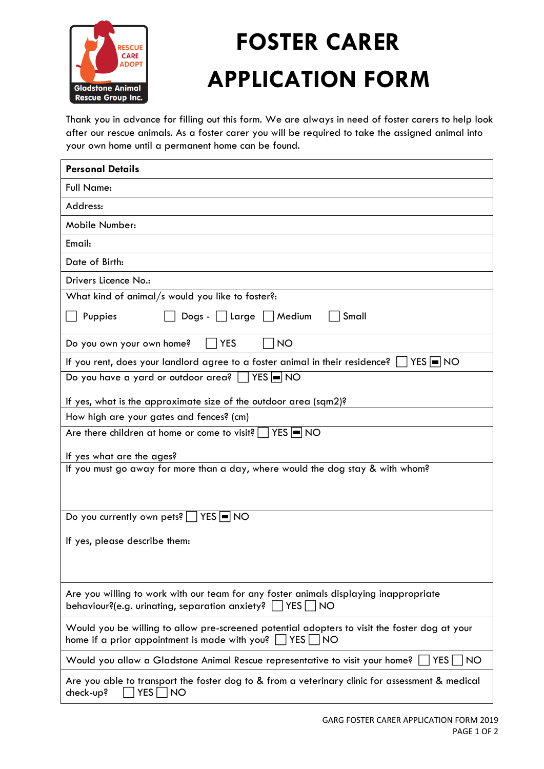# FOSTER CARER APPLICATION FORM

Gladstone Animal Rescue Group Inc. — RESCUE CARE ADOPT

Thank you in advance for filling out this form. We are always in need of foster carers to help look after our rescue animals. As a foster carer you will be required to take the assigned animal into your own home until a permanent home can be found.

| **Personal Details** |
|---|
| Full Name: |
| Address: |
| Mobile Number: |
| Email: |
| Date of Birth: |
| Drivers Licence No.: |
| What kind of animal/s would you like to foster?:<br>☐ Puppies ☐ Dogs - ☐ Large ☐ Medium ☐ Small |
| Do you own your own home? ☐ YES ☐ NO |
| If you rent, does your landlord agree to a foster animal in their residence? ☐ YES ☒ NO |
| Do you have a yard or outdoor area? ☐ YES ☒ NO<br><br>If yes, what is the approximate size of the outdoor area (sqm2)? |
| How high are your gates and fences? (cm) |
| Are there children at home or come to visit? ☐ YES ☒ NO<br><br>If yes what are the ages? |
| If you must go away for more than a day, where would the dog stay & with whom? |
| Do you currently own pets? ☐ YES ☒ NO<br><br>If yes, please describe them: |
| Are you willing to work with our team for any foster animals displaying inappropriate behaviour?(e.g. urinating, separation anxiety? ☐ YES ☐ NO |
| Would you be willing to allow pre-screened potential adopters to visit the foster dog at your home if a prior appointment is made with you? ☐ YES ☐ NO |
| Would you allow a Gladstone Animal Rescue representative to visit your home? ☐ YES ☐ NO |
| Are you able to transport the foster dog to & from a veterinary clinic for assessment & medical check-up? ☐ YES ☐ NO |

GARG FOSTER CARER APPLICATION FORM 2019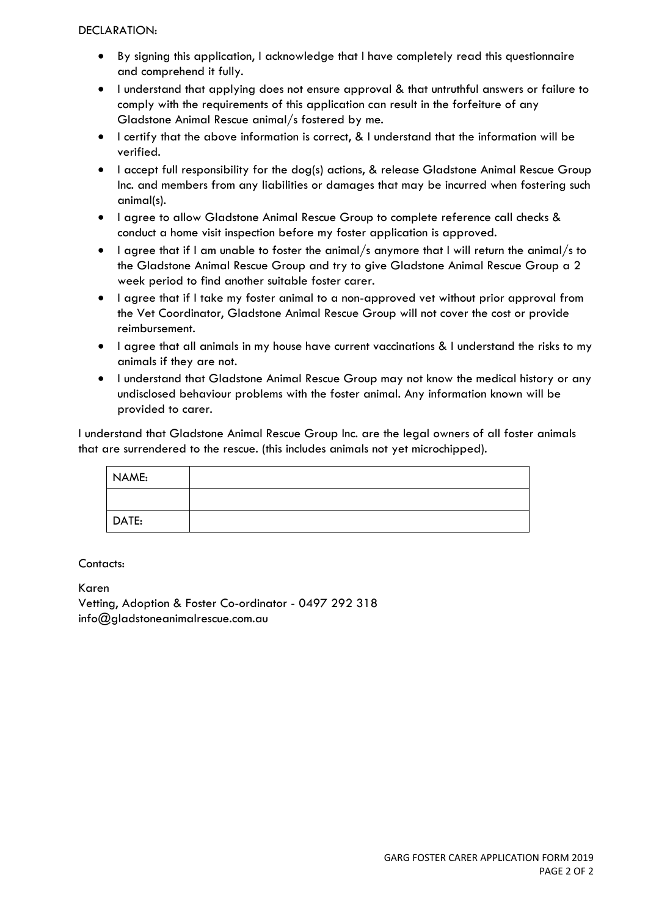DECLARATION:

- By signing this application, I acknowledge that I have completely read this questionnaire and comprehend it fully.
- I understand that applying does not ensure approval & that untruthful answers or failure to comply with the requirements of this application can result in the forfeiture of any Gladstone Animal Rescue animal/s fostered by me.
- I certify that the above information is correct, & I understand that the information will be verified.
- I accept full responsibility for the dog(s) actions, & release Gladstone Animal Rescue Group Inc. and members from any liabilities or damages that may be incurred when fostering such animal(s).
- I agree to allow Gladstone Animal Rescue Group to complete reference call checks & conduct a home visit inspection before my foster application is approved.
- I agree that if I am unable to foster the animal/s anymore that I will return the animal/s to the Gladstone Animal Rescue Group and try to give Gladstone Animal Rescue Group a 2 week period to find another suitable foster carer.
- I agree that if I take my foster animal to a non-approved vet without prior approval from the Vet Coordinator, Gladstone Animal Rescue Group will not cover the cost or provide reimbursement.
- I agree that all animals in my house have current vaccinations & I understand the risks to my animals if they are not.
- I understand that Gladstone Animal Rescue Group may not know the medical history or any undisclosed behaviour problems with the foster animal. Any information known will be provided to carer.

I understand that Gladstone Animal Rescue Group Inc. are the legal owners of all foster animals that are surrendered to the rescue. (this includes animals not yet microchipped).

| | |
|---|---|
| NAME: | |
| | |
| DATE: | |

Contacts:

Karen
Vetting, Adoption & Foster Co-ordinator - 0497 292 318
info@gladstoneanimalrescue.com.au